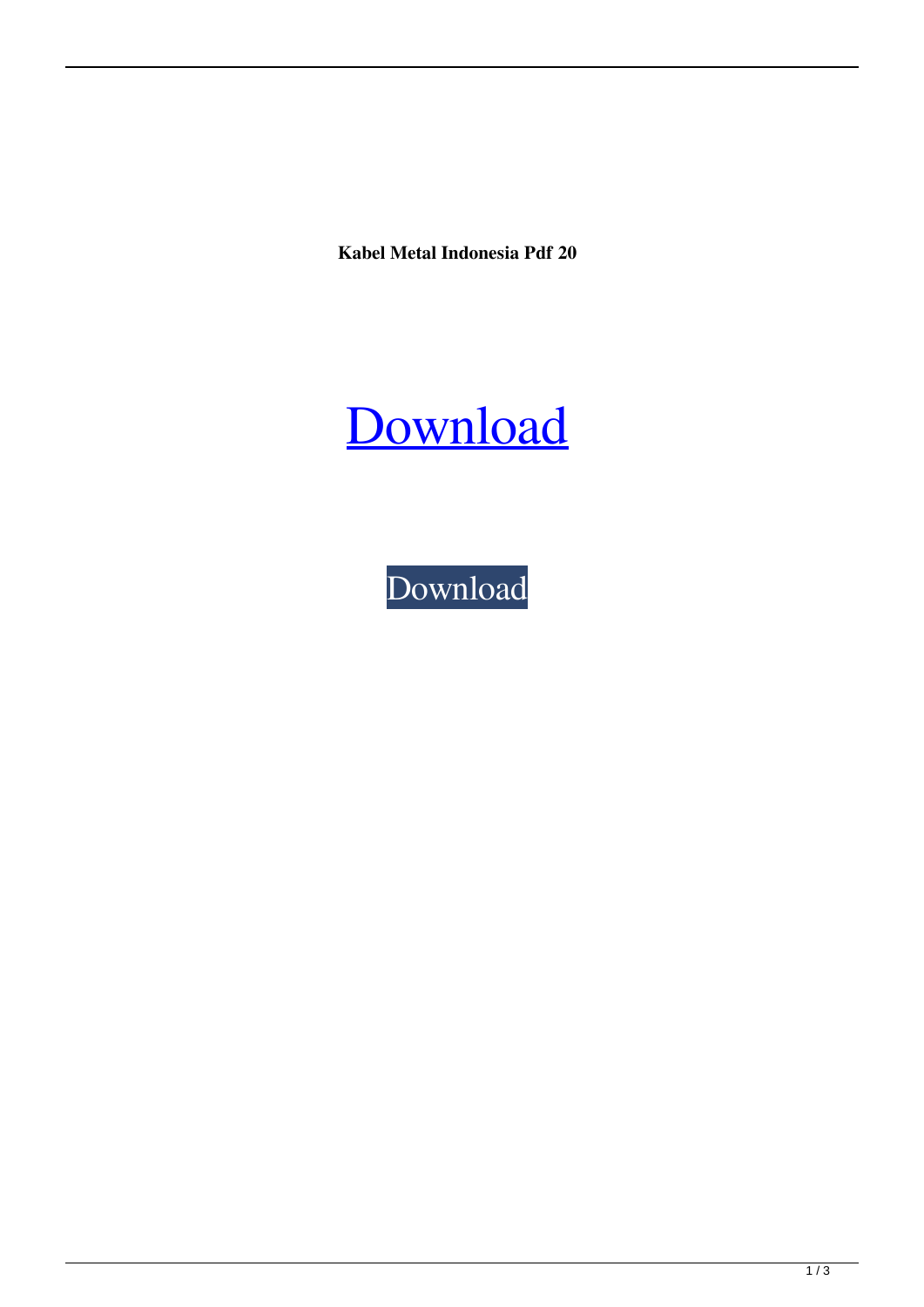**Kabel Metal Indonesia Pdf 20**

Download

Download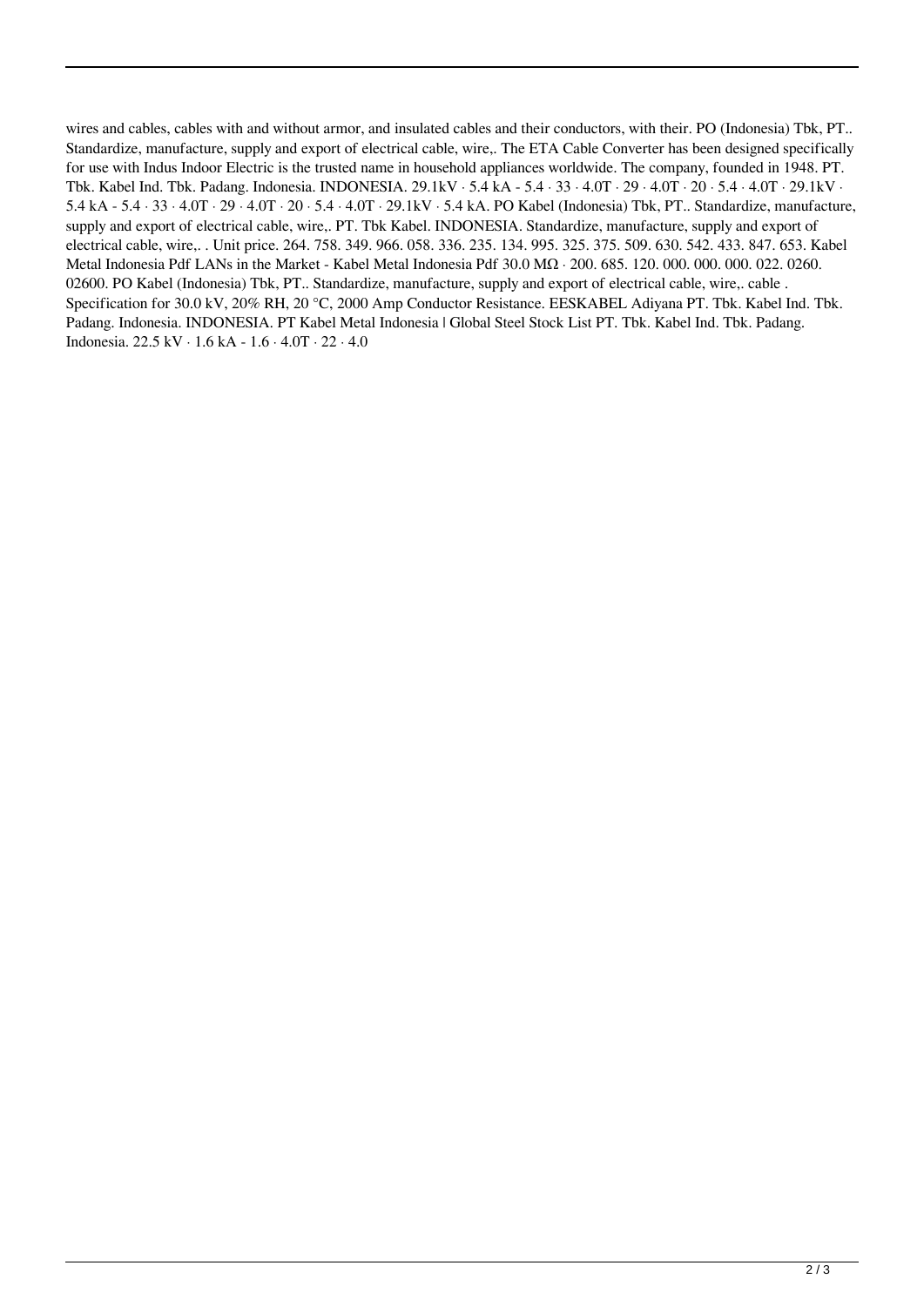wires and cables, cables with and without armor, and insulated cables and their conductors, with their. PO (Indonesia) Tbk, PT.. Standardize, manufacture, supply and export of electrical cable, wire,. The ETA Cable Converter has been designed specifically for use with Indus Indoor Electric is the trusted name in household appliances worldwide. The company, founded in 1948. PT. Tbk. Kabel Ind. Tbk. Padang. Indonesia. INDONESIA. 29.1kV · 5.4 kA - 5.4 · 33 · 4.0T · 29 · 4.0T · 20 · 5.4 · 4.0T · 29.1kV · 5.4 kA - 5.4 · 33 · 4.0T · 29 · 4.0T · 20 · 5.4 · 4.0T · 29.1kV · 5.4 kA. PO Kabel (Indonesia) Tbk, PT.. Standardize, manufacture, supply and export of electrical cable, wire,. PT. Tbk Kabel. INDONESIA. Standardize, manufacture, supply and export of electrical cable, wire,. . Unit price. 264. 758. 349. 966. 058. 336. 235. 134. 995. 325. 375. 509. 630. 542. 433. 847. 653. Kabel Metal Indonesia Pdf LANs in the Market - Kabel Metal Indonesia Pdf 30.0 MΩ · 200. 685. 120. 000. 000. 000. 022. 0260. 02600. PO Kabel (Indonesia) Tbk, PT.. Standardize, manufacture, supply and export of electrical cable, wire,. cable . Specification for 30.0 kV, 20% RH, 20 °C, 2000 Amp Conductor Resistance. EESKABEL Adiyana PT. Tbk. Kabel Ind. Tbk. Padang. Indonesia. INDONESIA. PT Kabel Metal Indonesia | Global Steel Stock List PT. Tbk. Kabel Ind. Tbk. Padang. Indonesia. 22.5 kV · 1.6 kA - 1.6 · 4.0T · 22 · 4.0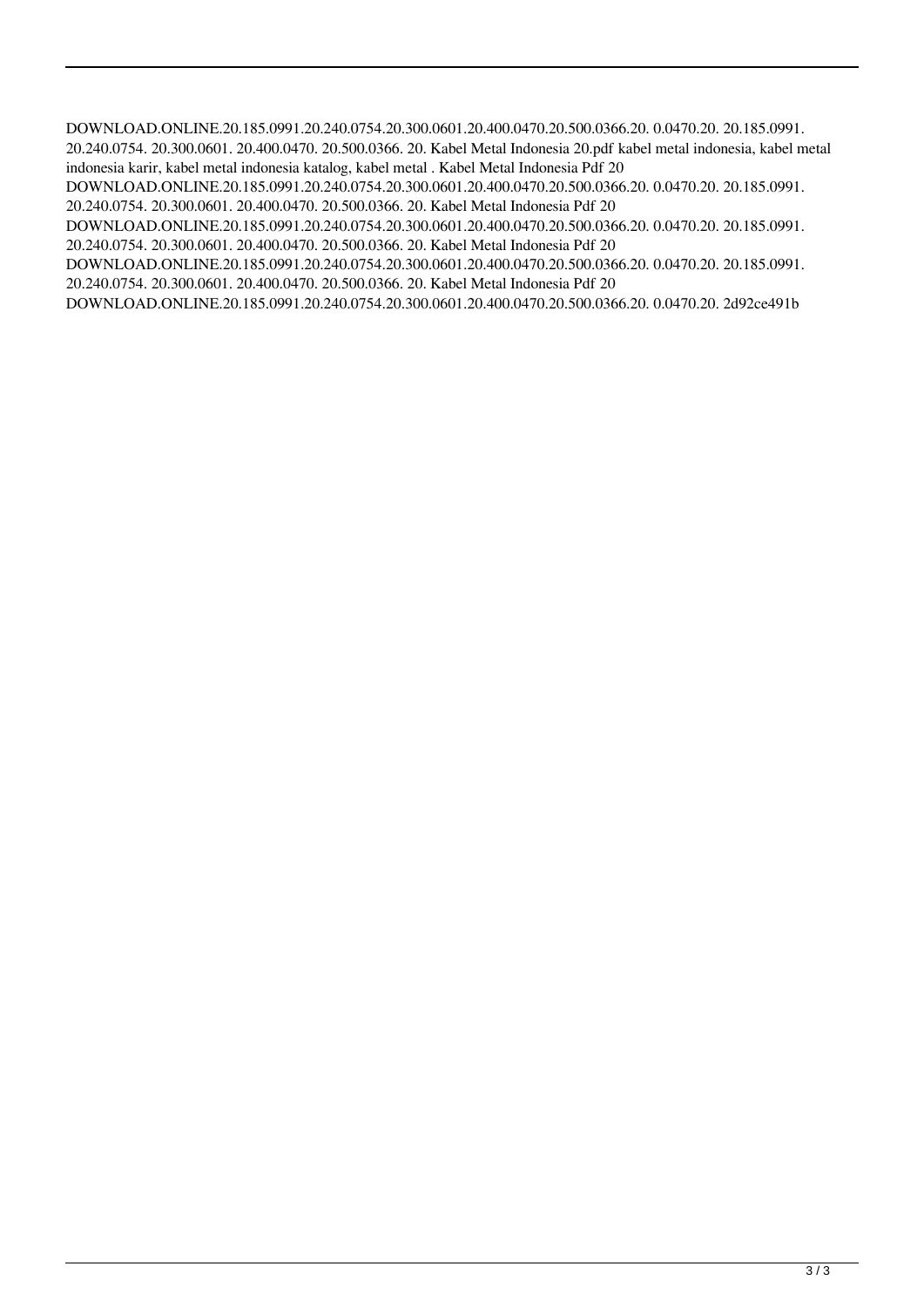DOWNLOAD.ONLINE.20.185.0991.20.240.0754.20.300.0601.20.400.0470.20.500.0366.20. 0.0470.20. 20.185.0991. 20.240.0754. 20.300.0601. 20.400.0470. 20.500.0366. 20. Kabel Metal Indonesia 20.pdf kabel metal indonesia, kabel metal indonesia karir, kabel metal indonesia katalog, kabel metal . Kabel Metal Indonesia Pdf 20 DOWNLOAD.ONLINE.20.185.0991.20.240.0754.20.300.0601.20.400.0470.20.500.0366.20. 0.0470.20. 20.185.0991. 20.240.0754. 20.300.0601. 20.400.0470. 20.500.0366. 20. Kabel Metal Indonesia Pdf 20 DOWNLOAD.ONLINE.20.185.0991.20.240.0754.20.300.0601.20.400.0470.20.500.0366.20. 0.0470.20. 20.185.0991. 20.240.0754. 20.300.0601. 20.400.0470. 20.500.0366. 20. Kabel Metal Indonesia Pdf 20 DOWNLOAD.ONLINE.20.185.0991.20.240.0754.20.300.0601.20.400.0470.20.500.0366.20. 0.0470.20. 20.185.0991. 20.240.0754. 20.300.0601. 20.400.0470. 20.500.0366. 20. Kabel Metal Indonesia Pdf 20 DOWNLOAD.ONLINE.20.185.0991.20.240.0754.20.300.0601.20.400.0470.20.500.0366.20. 0.0470.20. 2d92ce491b